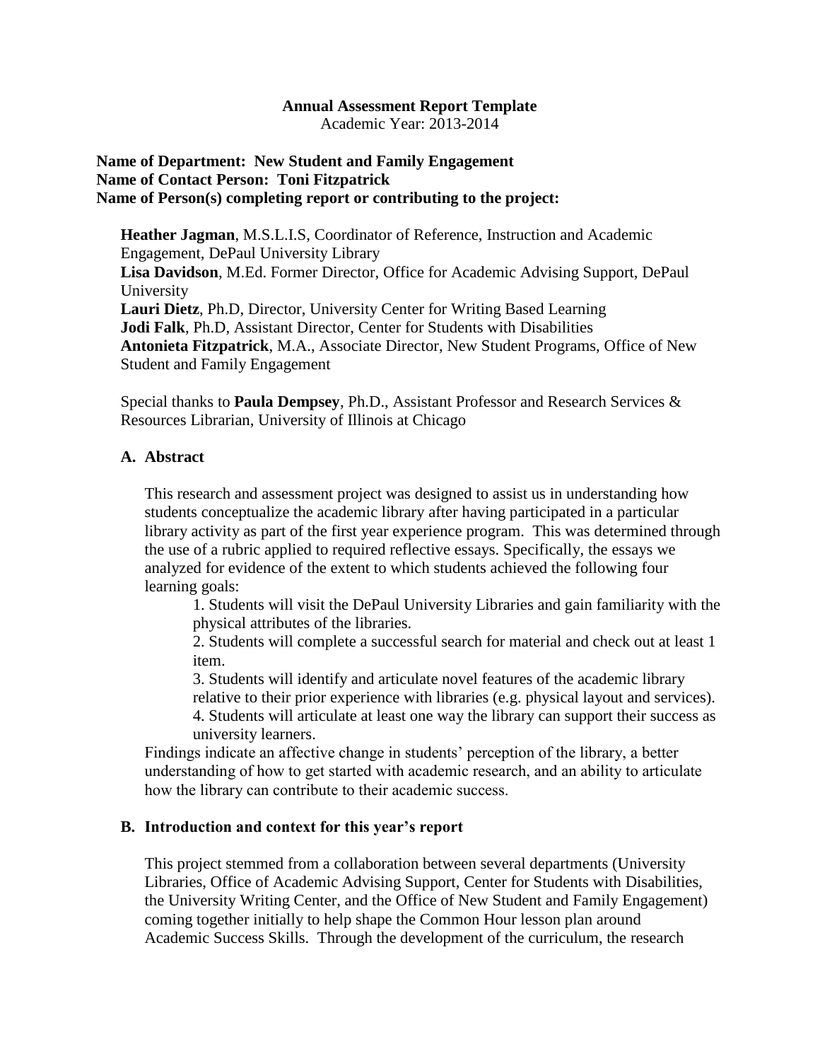**Annual Assessment Report Template**
Academic Year: 2013-2014

**Name of Department: New Student and Family Engagement**
**Name of Contact Person: Toni Fitzpatrick**
**Name of Person(s) completing report or contributing to the project:**

**Heather Jagman**, M.S.L.I.S, Coordinator of Reference, Instruction and Academic Engagement, DePaul University Library
**Lisa Davidson**, M.Ed. Former Director, Office for Academic Advising Support, DePaul University
**Lauri Dietz**, Ph.D, Director, University Center for Writing Based Learning
**Jodi Falk**, Ph.D, Assistant Director, Center for Students with Disabilities
**Antonieta Fitzpatrick**, M.A., Associate Director, New Student Programs, Office of New Student and Family Engagement

Special thanks to **Paula Dempsey**, Ph.D., Assistant Professor and Research Services & Resources Librarian, University of Illinois at Chicago

## A. Abstract

This research and assessment project was designed to assist us in understanding how students conceptualize the academic library after having participated in a particular library activity as part of the first year experience program. This was determined through the use of a rubric applied to required reflective essays. Specifically, the essays we analyzed for evidence of the extent to which students achieved the following four learning goals:

1. Students will visit the DePaul University Libraries and gain familiarity with the physical attributes of the libraries.
2. Students will complete a successful search for material and check out at least 1 item.
3. Students will identify and articulate novel features of the academic library relative to their prior experience with libraries (e.g. physical layout and services).
4. Students will articulate at least one way the library can support their success as university learners.

Findings indicate an affective change in students' perception of the library, a better understanding of how to get started with academic research, and an ability to articulate how the library can contribute to their academic success.

## B. Introduction and context for this year's report

This project stemmed from a collaboration between several departments (University Libraries, Office of Academic Advising Support, Center for Students with Disabilities, the University Writing Center, and the Office of New Student and Family Engagement) coming together initially to help shape the Common Hour lesson plan around Academic Success Skills. Through the development of the curriculum, the research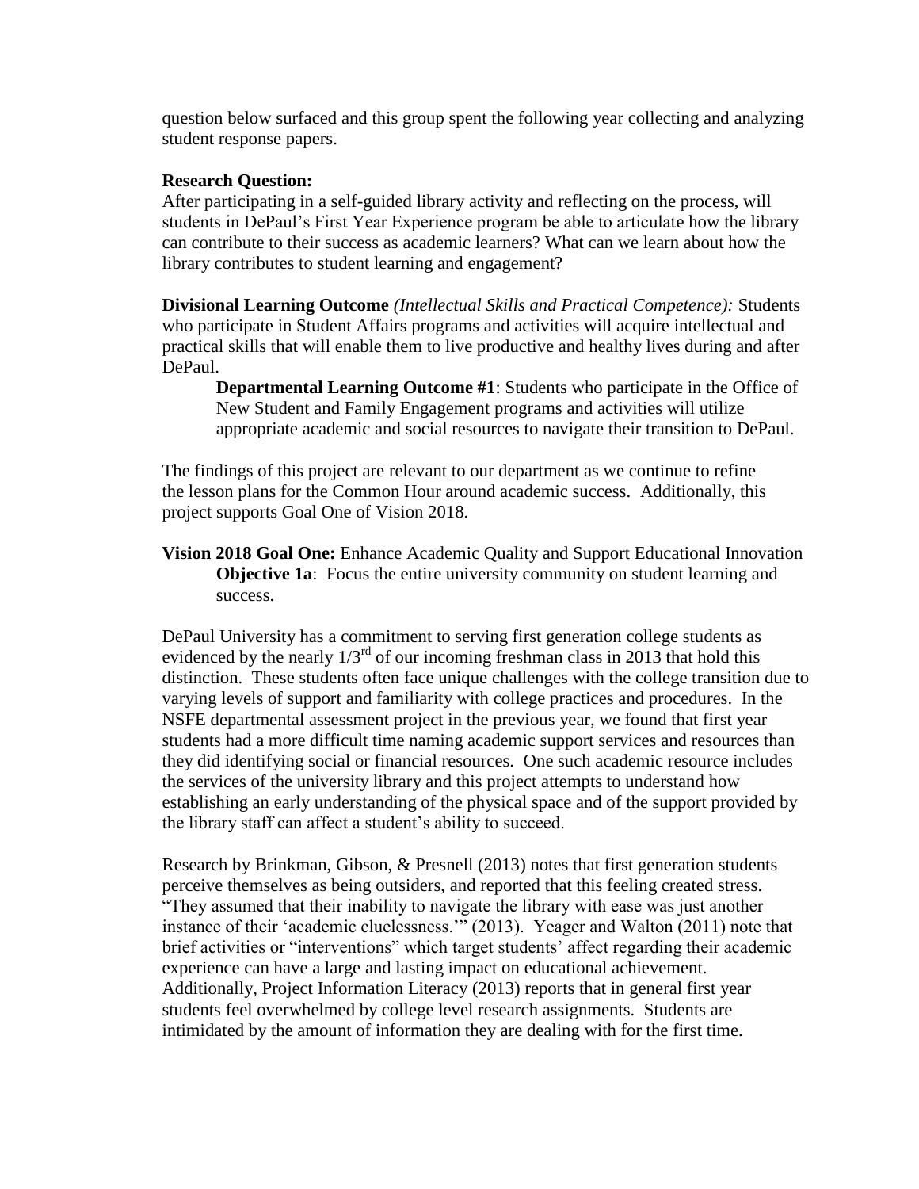question below surfaced and this group spent the following year collecting and analyzing student response papers.

**Research Question:**
After participating in a self-guided library activity and reflecting on the process, will students in DePaul's First Year Experience program be able to articulate how the library can contribute to their success as academic learners? What can we learn about how the library contributes to student learning and engagement?

**Divisional Learning Outcome** *(Intellectual Skills and Practical Competence):* Students who participate in Student Affairs programs and activities will acquire intellectual and practical skills that will enable them to live productive and healthy lives during and after DePaul.

> **Departmental Learning Outcome #1**: Students who participate in the Office of New Student and Family Engagement programs and activities will utilize appropriate academic and social resources to navigate their transition to DePaul.

The findings of this project are relevant to our department as we continue to refine the lesson plans for the Common Hour around academic success. Additionally, this project supports Goal One of Vision 2018.

**Vision 2018 Goal One:** Enhance Academic Quality and Support Educational Innovation

> **Objective 1a**: Focus the entire university community on student learning and success.

DePaul University has a commitment to serving first generation college students as evidenced by the nearly 1/3rd of our incoming freshman class in 2013 that hold this distinction. These students often face unique challenges with the college transition due to varying levels of support and familiarity with college practices and procedures. In the NSFE departmental assessment project in the previous year, we found that first year students had a more difficult time naming academic support services and resources than they did identifying social or financial resources. One such academic resource includes the services of the university library and this project attempts to understand how establishing an early understanding of the physical space and of the support provided by the library staff can affect a student's ability to succeed.

Research by Brinkman, Gibson, & Presnell (2013) notes that first generation students perceive themselves as being outsiders, and reported that this feeling created stress. "They assumed that their inability to navigate the library with ease was just another instance of their 'academic cluelessness.'" (2013). Yeager and Walton (2011) note that brief activities or "interventions" which target students' affect regarding their academic experience can have a large and lasting impact on educational achievement. Additionally, Project Information Literacy (2013) reports that in general first year students feel overwhelmed by college level research assignments. Students are intimidated by the amount of information they are dealing with for the first time.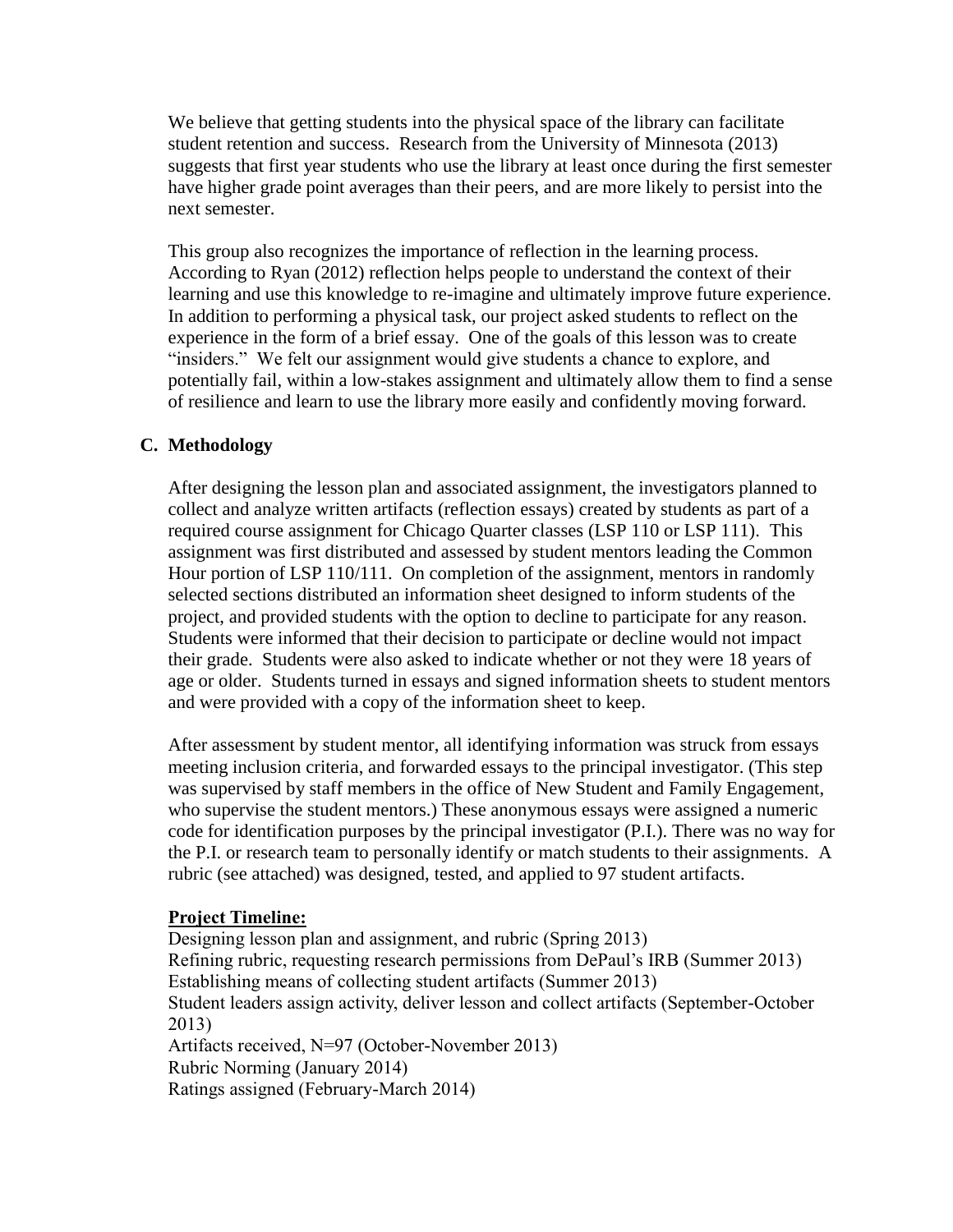We believe that getting students into the physical space of the library can facilitate student retention and success. Research from the University of Minnesota (2013) suggests that first year students who use the library at least once during the first semester have higher grade point averages than their peers, and are more likely to persist into the next semester.

This group also recognizes the importance of reflection in the learning process. According to Ryan (2012) reflection helps people to understand the context of their learning and use this knowledge to re-imagine and ultimately improve future experience. In addition to performing a physical task, our project asked students to reflect on the experience in the form of a brief essay. One of the goals of this lesson was to create "insiders." We felt our assignment would give students a chance to explore, and potentially fail, within a low-stakes assignment and ultimately allow them to find a sense of resilience and learn to use the library more easily and confidently moving forward.

## C. Methodology

After designing the lesson plan and associated assignment, the investigators planned to collect and analyze written artifacts (reflection essays) created by students as part of a required course assignment for Chicago Quarter classes (LSP 110 or LSP 111). This assignment was first distributed and assessed by student mentors leading the Common Hour portion of LSP 110/111. On completion of the assignment, mentors in randomly selected sections distributed an information sheet designed to inform students of the project, and provided students with the option to decline to participate for any reason. Students were informed that their decision to participate or decline would not impact their grade. Students were also asked to indicate whether or not they were 18 years of age or older. Students turned in essays and signed information sheets to student mentors and were provided with a copy of the information sheet to keep.

After assessment by student mentor, all identifying information was struck from essays meeting inclusion criteria, and forwarded essays to the principal investigator. (This step was supervised by staff members in the office of New Student and Family Engagement, who supervise the student mentors.) These anonymous essays were assigned a numeric code for identification purposes by the principal investigator (P.I.). There was no way for the P.I. or research team to personally identify or match students to their assignments. A rubric (see attached) was designed, tested, and applied to 97 student artifacts.

**Project Timeline:**

Designing lesson plan and assignment, and rubric (Spring 2013)
Refining rubric, requesting research permissions from DePaul's IRB (Summer 2013)
Establishing means of collecting student artifacts (Summer 2013)
Student leaders assign activity, deliver lesson and collect artifacts (September-October 2013)
Artifacts received, N=97 (October-November 2013)
Rubric Norming (January 2014)
Ratings assigned (February-March 2014)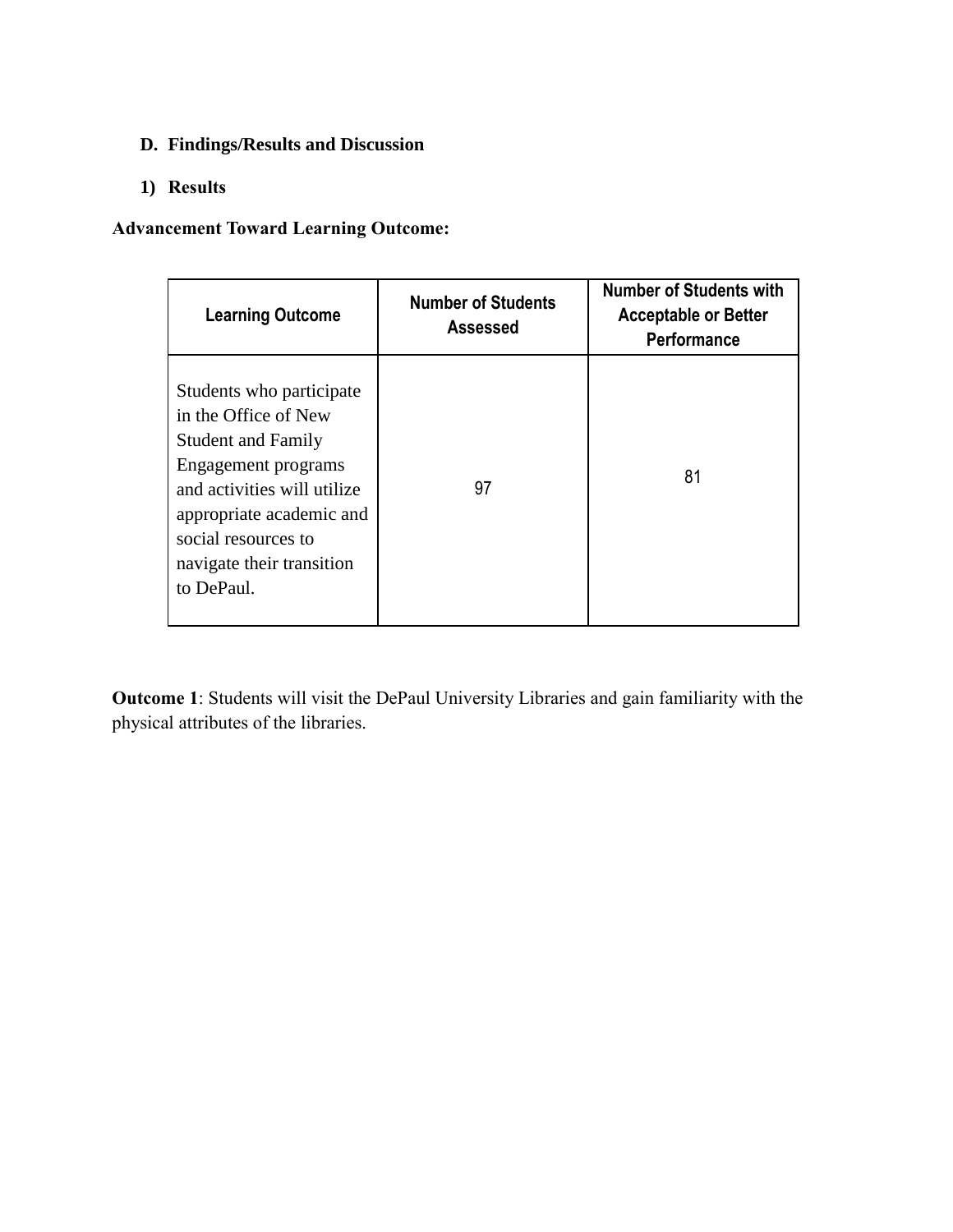## D. Findings/Results and Discussion

### 1) Results

**Advancement Toward Learning Outcome:**

| Learning Outcome | Number of Students Assessed | Number of Students with Acceptable or Better Performance |
| --- | --- | --- |
| Students who participate in the Office of New Student and Family Engagement programs and activities will utilize appropriate academic and social resources to navigate their transition to DePaul. | 97 | 81 |

**Outcome 1**: Students will visit the DePaul University Libraries and gain familiarity with the physical attributes of the libraries.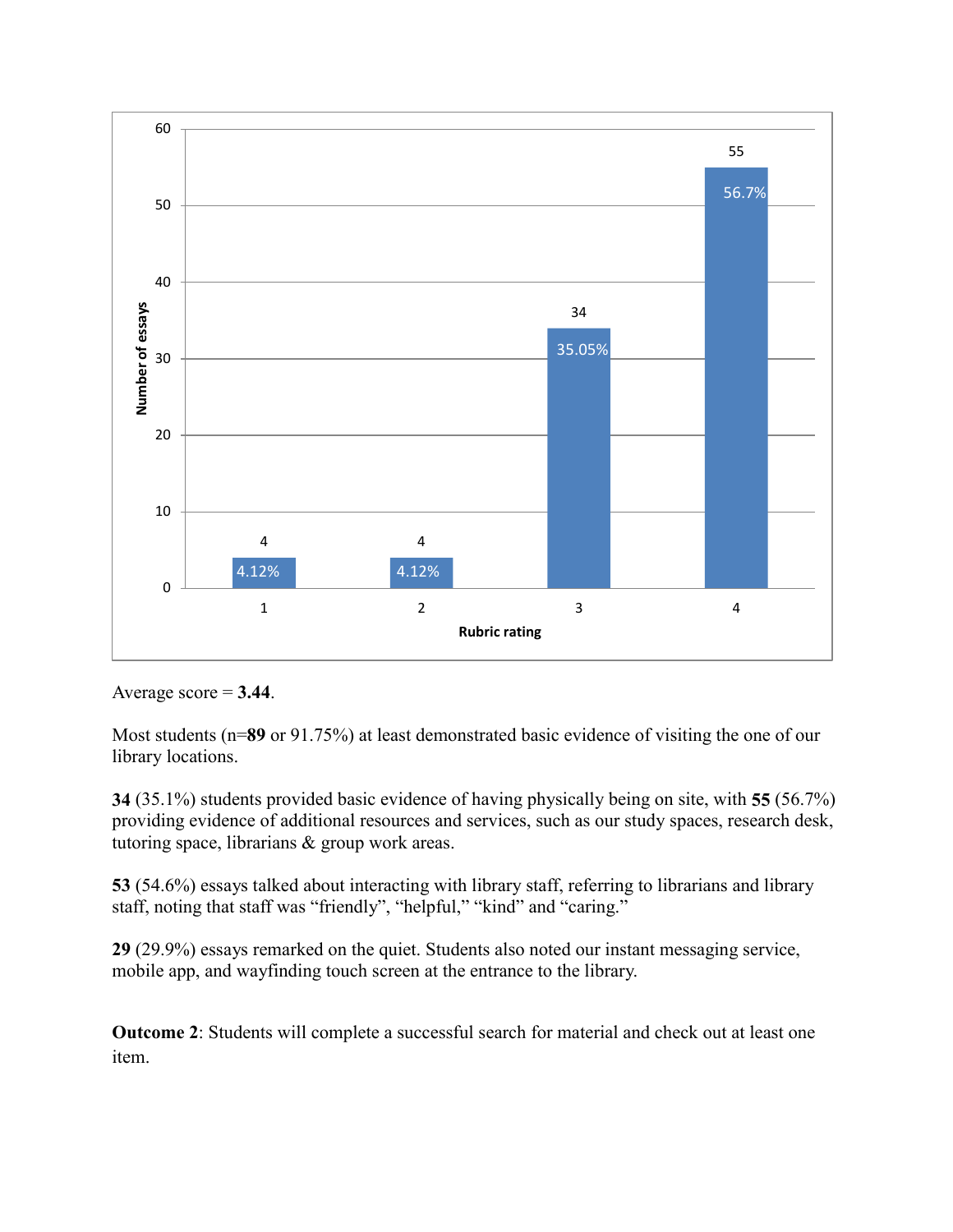| Rubric rating | Number of essays | Percentage |
|---|---|---|
| 1 | 4 | 4.12% |
| 2 | 4 | 4.12% |
| 3 | 34 | 35.05% |
| 4 | 55 | 56.7% |

Average score = **3.44**.

Most students (n=**89** or 91.75%) at least demonstrated basic evidence of visiting the one of our library locations.

**34** (35.1%) students provided basic evidence of having physically being on site, with **55** (56.7%) providing evidence of additional resources and services, such as our study spaces, research desk, tutoring space, librarians & group work areas.

**53** (54.6%) essays talked about interacting with library staff, referring to librarians and library staff, noting that staff was "friendly", "helpful," "kind" and "caring."

**29** (29.9%) essays remarked on the quiet. Students also noted our instant messaging service, mobile app, and wayfinding touch screen at the entrance to the library.

**Outcome 2**: Students will complete a successful search for material and check out at least one item.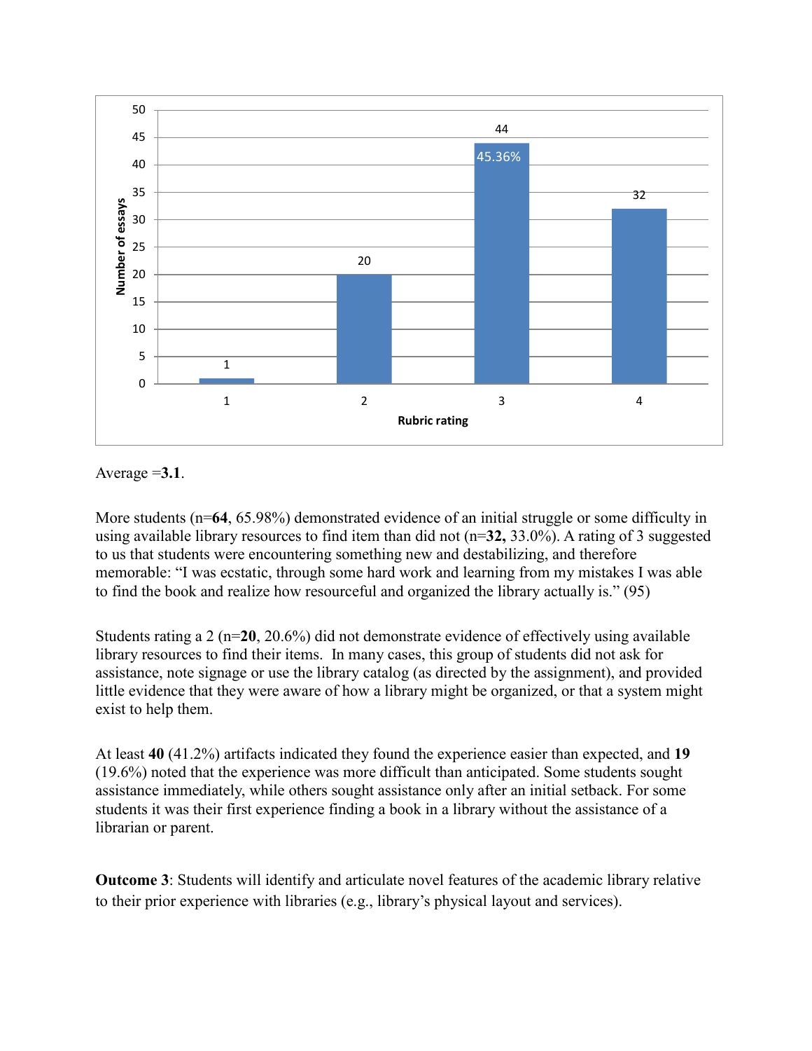Average =**3.1**.

More students (n=**64**, 65.98%) demonstrated evidence of an initial struggle or some difficulty in using available library resources to find item than did not (n=**32,** 33.0%). A rating of 3 suggested to us that students were encountering something new and destabilizing, and therefore memorable: "I was ecstatic, through some hard work and learning from my mistakes I was able to find the book and realize how resourceful and organized the library actually is." (95)

Students rating a 2 (n=**20**, 20.6%) did not demonstrate evidence of effectively using available library resources to find their items. In many cases, this group of students did not ask for assistance, note signage or use the library catalog (as directed by the assignment), and provided little evidence that they were aware of how a library might be organized, or that a system might exist to help them.

At least **40** (41.2%) artifacts indicated they found the experience easier than expected, and **19** (19.6%) noted that the experience was more difficult than anticipated. Some students sought assistance immediately, while others sought assistance only after an initial setback. For some students it was their first experience finding a book in a library without the assistance of a librarian or parent.

**Outcome 3**: Students will identify and articulate novel features of the academic library relative to their prior experience with libraries (e.g., library's physical layout and services).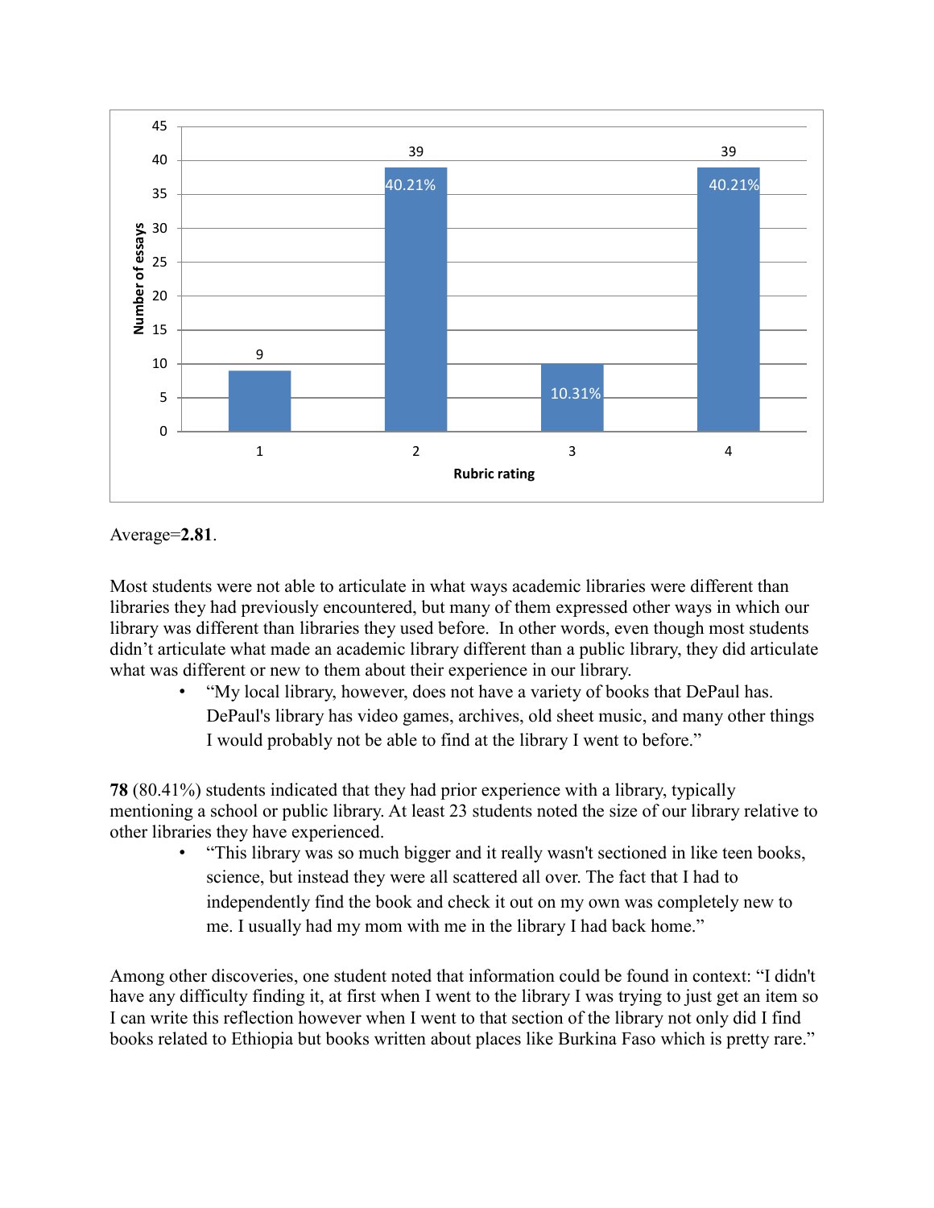| Rubric rating | Number of essays | Percentage |
| --- | --- | --- |
| 1 | 9 | |
| 2 | 39 | 40.21% |
| 3 | | 10.31% |
| 4 | 39 | 40.21% |

Average=**2.81**.

Most students were not able to articulate in what ways academic libraries were different than libraries they had previously encountered, but many of them expressed other ways in which our library was different than libraries they used before. In other words, even though most students didn't articulate what made an academic library different than a public library, they did articulate what was different or new to them about their experience in our library.

- "My local library, however, does not have a variety of books that DePaul has. DePaul's library has video games, archives, old sheet music, and many other things I would probably not be able to find at the library I went to before."

**78** (80.41%) students indicated that they had prior experience with a library, typically mentioning a school or public library. At least 23 students noted the size of our library relative to other libraries they have experienced.

- "This library was so much bigger and it really wasn't sectioned in like teen books, science, but instead they were all scattered all over. The fact that I had to independently find the book and check it out on my own was completely new to me. I usually had my mom with me in the library I had back home."

Among other discoveries, one student noted that information could be found in context: "I didn't have any difficulty finding it, at first when I went to the library I was trying to just get an item so I can write this reflection however when I went to that section of the library not only did I find books related to Ethiopia but books written about places like Burkina Faso which is pretty rare."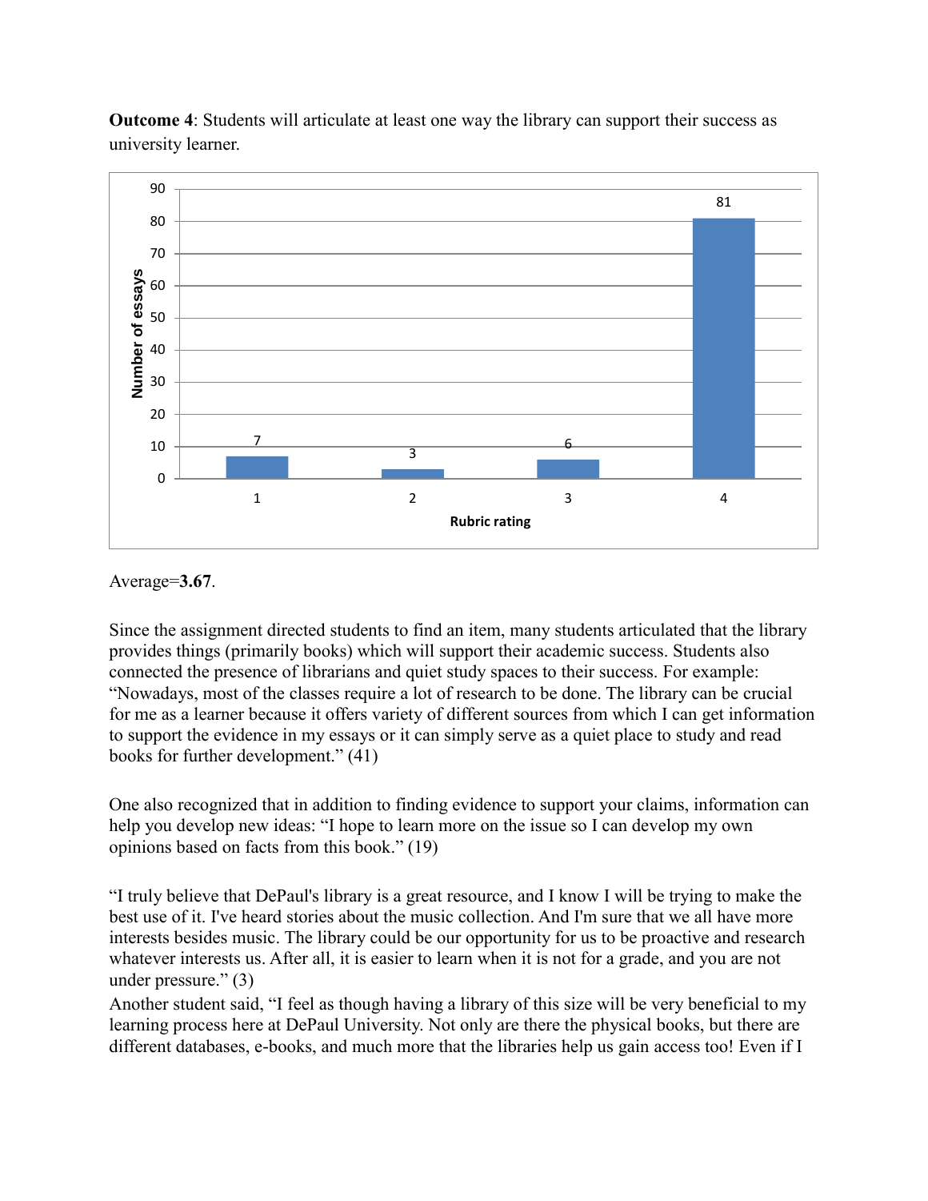**Outcome 4**: Students will articulate at least one way the library can support their success as university learner.

| Rubric rating | Number of essays |
|---|---|
| 1 | 7 |
| 2 | 3 |
| 3 | 6 |
| 4 | 81 |

Average=**3.67**.

Since the assignment directed students to find an item, many students articulated that the library provides things (primarily books) which will support their academic success. Students also connected the presence of librarians and quiet study spaces to their success. For example: "Nowadays, most of the classes require a lot of research to be done. The library can be crucial for me as a learner because it offers variety of different sources from which I can get information to support the evidence in my essays or it can simply serve as a quiet place to study and read books for further development." (41)

One also recognized that in addition to finding evidence to support your claims, information can help you develop new ideas: "I hope to learn more on the issue so I can develop my own opinions based on facts from this book." (19)

"I truly believe that DePaul's library is a great resource, and I know I will be trying to make the best use of it. I've heard stories about the music collection. And I'm sure that we all have more interests besides music. The library could be our opportunity for us to be proactive and research whatever interests us. After all, it is easier to learn when it is not for a grade, and you are not under pressure." (3)

Another student said, "I feel as though having a library of this size will be very beneficial to my learning process here at DePaul University. Not only are there the physical books, but there are different databases, e-books, and much more that the libraries help us gain access too! Even if I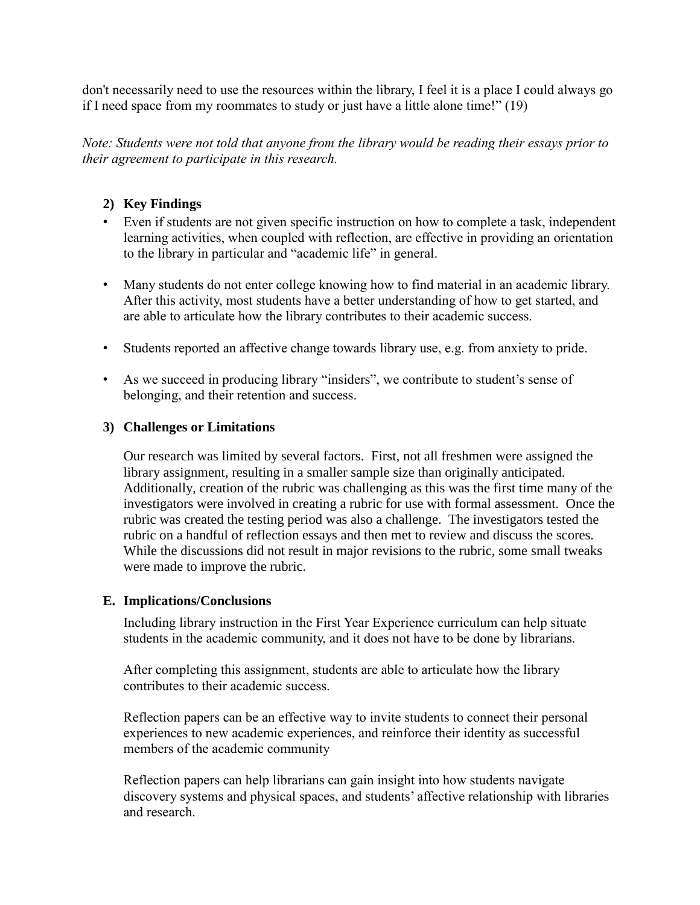don't necessarily need to use the resources within the library, I feel it is a place I could always go if I need space from my roommates to study or just have a little alone time!" (19)

*Note: Students were not told that anyone from the library would be reading their essays prior to their agreement to participate in this research.*

### 2) Key Findings

- Even if students are not given specific instruction on how to complete a task, independent learning activities, when coupled with reflection, are effective in providing an orientation to the library in particular and "academic life" in general.
- Many students do not enter college knowing how to find material in an academic library. After this activity, most students have a better understanding of how to get started, and are able to articulate how the library contributes to their academic success.
- Students reported an affective change towards library use, e.g. from anxiety to pride.
- As we succeed in producing library "insiders", we contribute to student's sense of belonging, and their retention and success.

### 3) Challenges or Limitations

Our research was limited by several factors. First, not all freshmen were assigned the library assignment, resulting in a smaller sample size than originally anticipated. Additionally, creation of the rubric was challenging as this was the first time many of the investigators were involved in creating a rubric for use with formal assessment. Once the rubric was created the testing period was also a challenge. The investigators tested the rubric on a handful of reflection essays and then met to review and discuss the scores. While the discussions did not result in major revisions to the rubric, some small tweaks were made to improve the rubric.

## E. Implications/Conclusions

Including library instruction in the First Year Experience curriculum can help situate students in the academic community, and it does not have to be done by librarians.

After completing this assignment, students are able to articulate how the library contributes to their academic success.

Reflection papers can be an effective way to invite students to connect their personal experiences to new academic experiences, and reinforce their identity as successful members of the academic community

Reflection papers can help librarians can gain insight into how students navigate discovery systems and physical spaces, and students' affective relationship with libraries and research.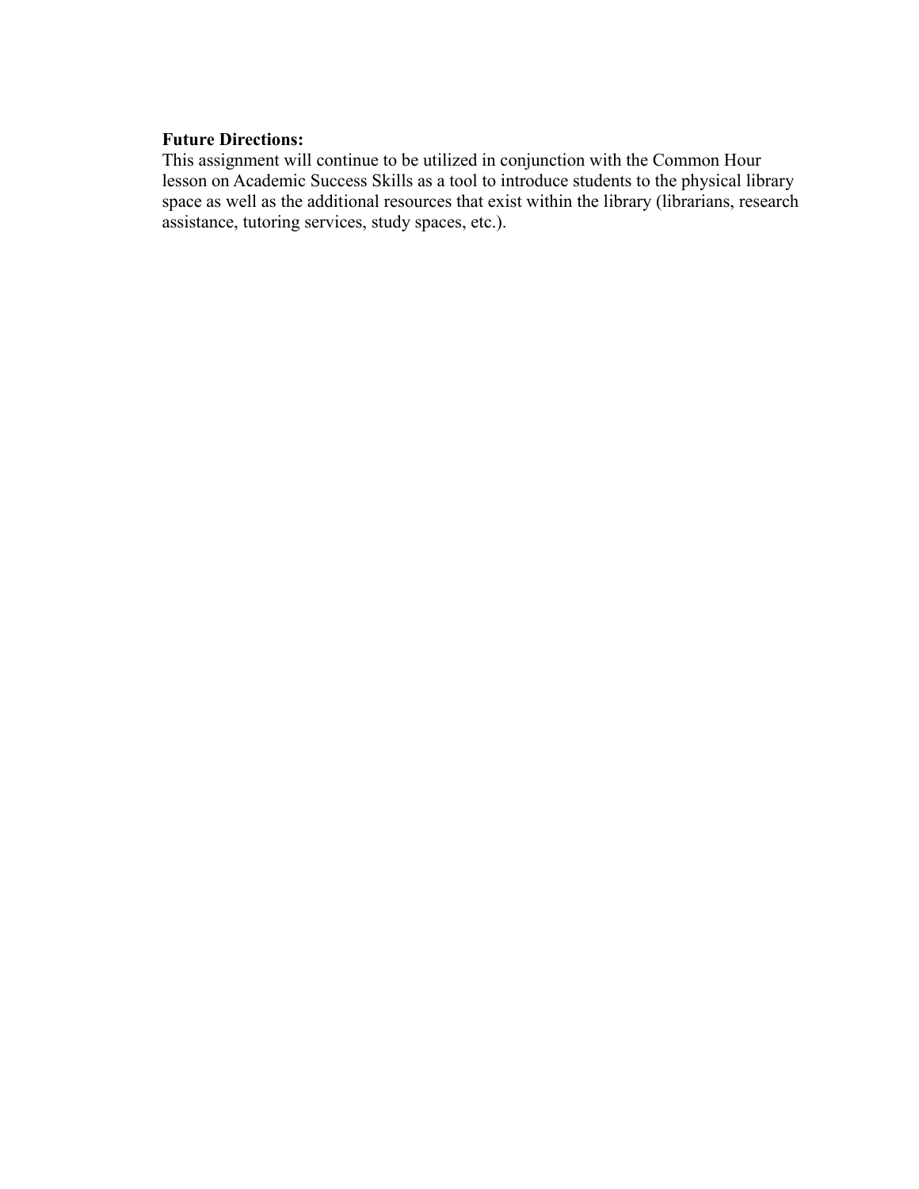**Future Directions:**
This assignment will continue to be utilized in conjunction with the Common Hour lesson on Academic Success Skills as a tool to introduce students to the physical library space as well as the additional resources that exist within the library (librarians, research assistance, tutoring services, study spaces, etc.).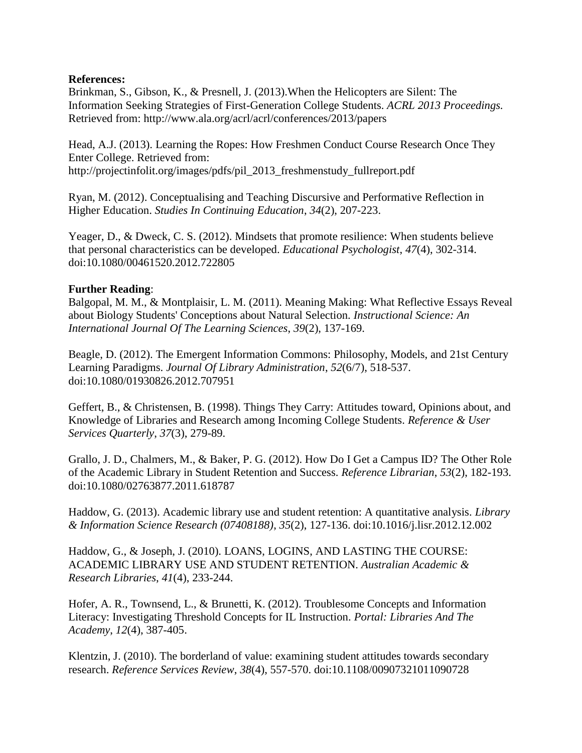**References:**

Brinkman, S., Gibson, K., & Presnell, J. (2013).When the Helicopters are Silent: The Information Seeking Strategies of First-Generation College Students. *ACRL 2013 Proceedings.* Retrieved from: http://www.ala.org/acrl/acrl/conferences/2013/papers

Head, A.J. (2013). Learning the Ropes: How Freshmen Conduct Course Research Once They Enter College. Retrieved from: http://projectinfolit.org/images/pdfs/pil_2013_freshmenstudy_fullreport.pdf

Ryan, M. (2012). Conceptualising and Teaching Discursive and Performative Reflection in Higher Education. *Studies In Continuing Education*, *34*(2), 207-223.

Yeager, D., & Dweck, C. S. (2012). Mindsets that promote resilience: When students believe that personal characteristics can be developed. *Educational Psychologist*, *47*(4), 302-314. doi:10.1080/00461520.2012.722805

**Further Reading**:

Balgopal, M. M., & Montplaisir, L. M. (2011). Meaning Making: What Reflective Essays Reveal about Biology Students' Conceptions about Natural Selection. *Instructional Science: An International Journal Of The Learning Sciences*, *39*(2), 137-169.

Beagle, D. (2012). The Emergent Information Commons: Philosophy, Models, and 21st Century Learning Paradigms. *Journal Of Library Administration*, *52*(6/7), 518-537. doi:10.1080/01930826.2012.707951

Geffert, B., & Christensen, B. (1998). Things They Carry: Attitudes toward, Opinions about, and Knowledge of Libraries and Research among Incoming College Students. *Reference & User Services Quarterly*, *37*(3), 279-89.

Grallo, J. D., Chalmers, M., & Baker, P. G. (2012). How Do I Get a Campus ID? The Other Role of the Academic Library in Student Retention and Success. *Reference Librarian, 53*(2), 182-193. doi:10.1080/02763877.2011.618787

Haddow, G. (2013). Academic library use and student retention: A quantitative analysis. *Library & Information Science Research (07408188)*, *35*(2), 127-136. doi:10.1016/j.lisr.2012.12.002

Haddow, G., & Joseph, J. (2010). LOANS, LOGINS, AND LASTING THE COURSE: ACADEMIC LIBRARY USE AND STUDENT RETENTION. *Australian Academic & Research Libraries*, *41*(4), 233-244.

Hofer, A. R., Townsend, L., & Brunetti, K. (2012). Troublesome Concepts and Information Literacy: Investigating Threshold Concepts for IL Instruction. *Portal: Libraries And The Academy*, *12*(4), 387-405.

Klentzin, J. (2010). The borderland of value: examining student attitudes towards secondary research. *Reference Services Review*, *38*(4), 557-570. doi:10.1108/00907321011090728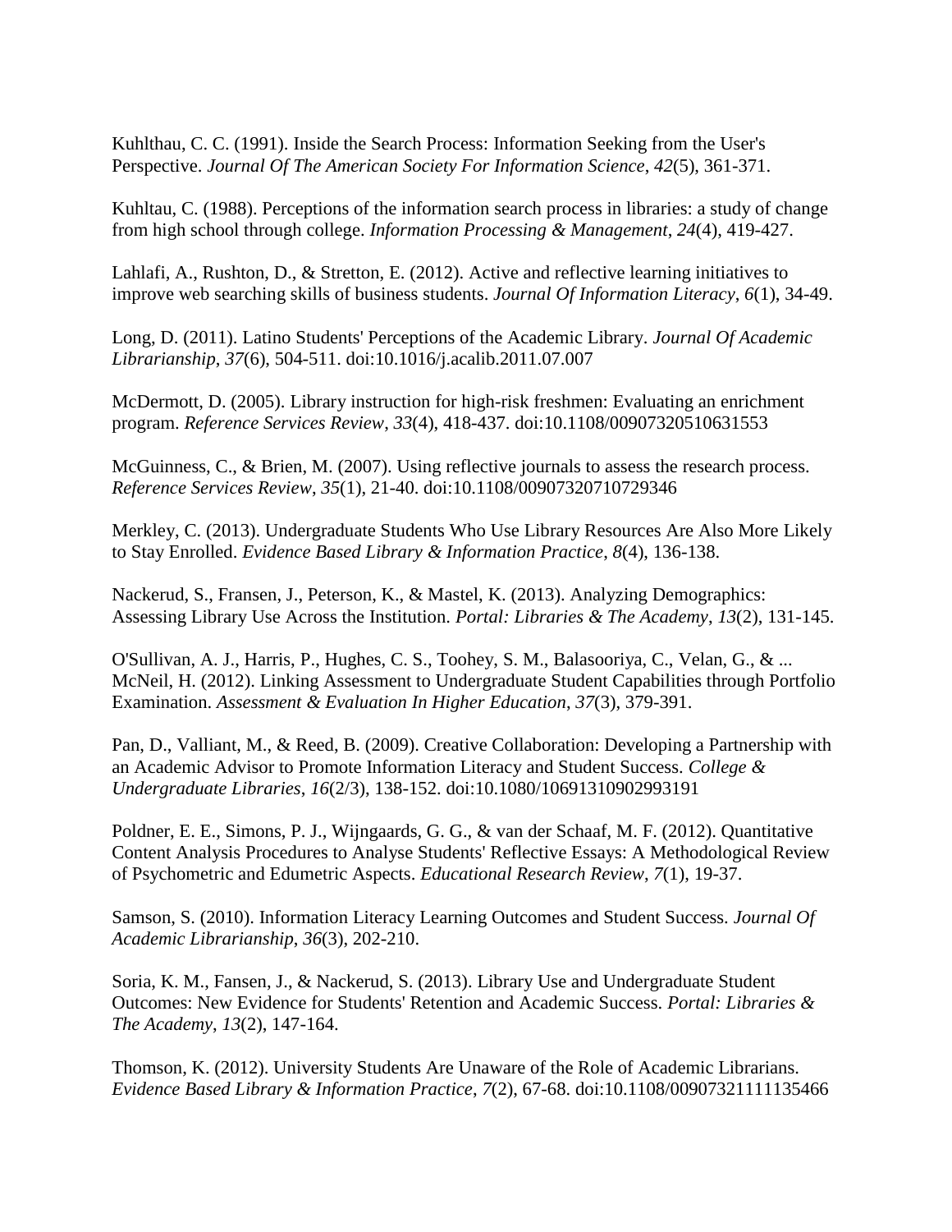Kuhlthau, C. C. (1991). Inside the Search Process: Information Seeking from the User's Perspective. *Journal Of The American Society For Information Science*, *42*(5), 361-371.

Kuhltau, C. (1988). Perceptions of the information search process in libraries: a study of change from high school through college. *Information Processing & Management*, *24*(4), 419-427.

Lahlafi, A., Rushton, D., & Stretton, E. (2012). Active and reflective learning initiatives to improve web searching skills of business students. *Journal Of Information Literacy*, *6*(1), 34-49.

Long, D. (2011). Latino Students' Perceptions of the Academic Library. *Journal Of Academic Librarianship*, *37*(6), 504-511. doi:10.1016/j.acalib.2011.07.007

McDermott, D. (2005). Library instruction for high-risk freshmen: Evaluating an enrichment program. *Reference Services Review*, *33*(4), 418-437. doi:10.1108/00907320510631553

McGuinness, C., & Brien, M. (2007). Using reflective journals to assess the research process. *Reference Services Review*, *35*(1), 21-40. doi:10.1108/00907320710729346

Merkley, C. (2013). Undergraduate Students Who Use Library Resources Are Also More Likely to Stay Enrolled. *Evidence Based Library & Information Practice*, *8*(4), 136-138.

Nackerud, S., Fransen, J., Peterson, K., & Mastel, K. (2013). Analyzing Demographics: Assessing Library Use Across the Institution. *Portal: Libraries & The Academy*, *13*(2), 131-145.

O'Sullivan, A. J., Harris, P., Hughes, C. S., Toohey, S. M., Balasooriya, C., Velan, G., & ... McNeil, H. (2012). Linking Assessment to Undergraduate Student Capabilities through Portfolio Examination. *Assessment & Evaluation In Higher Education*, *37*(3), 379-391.

Pan, D., Valliant, M., & Reed, B. (2009). Creative Collaboration: Developing a Partnership with an Academic Advisor to Promote Information Literacy and Student Success. *College & Undergraduate Libraries*, *16*(2/3), 138-152. doi:10.1080/10691310902993191

Poldner, E. E., Simons, P. J., Wijngaards, G. G., & van der Schaaf, M. F. (2012). Quantitative Content Analysis Procedures to Analyse Students' Reflective Essays: A Methodological Review of Psychometric and Edumetric Aspects. *Educational Research Review*, *7*(1), 19-37.

Samson, S. (2010). Information Literacy Learning Outcomes and Student Success. *Journal Of Academic Librarianship*, *36*(3), 202-210.

Soria, K. M., Fansen, J., & Nackerud, S. (2013). Library Use and Undergraduate Student Outcomes: New Evidence for Students' Retention and Academic Success. *Portal: Libraries & The Academy*, *13*(2), 147-164.

Thomson, K. (2012). University Students Are Unaware of the Role of Academic Librarians. *Evidence Based Library & Information Practice*, *7*(2), 67-68. doi:10.1108/00907321111135466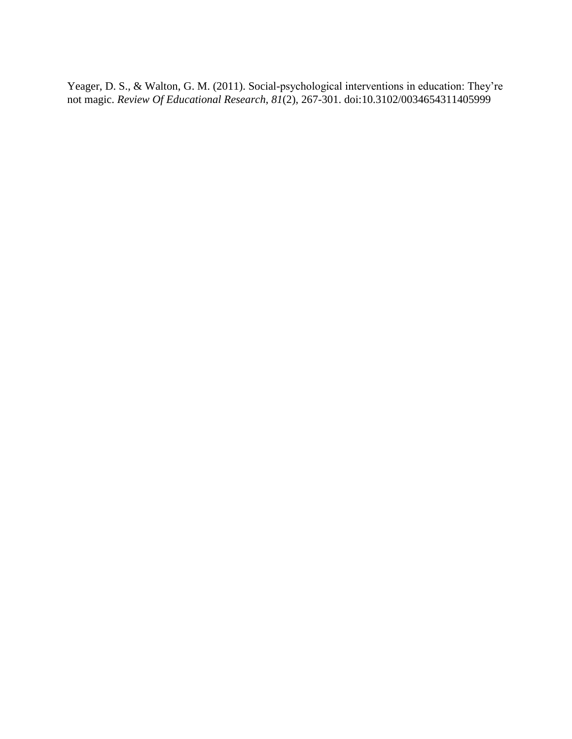Yeager, D. S., & Walton, G. M. (2011). Social-psychological interventions in education: They're not magic. *Review Of Educational Research, 81*(2), 267-301. doi:10.3102/0034654311405999